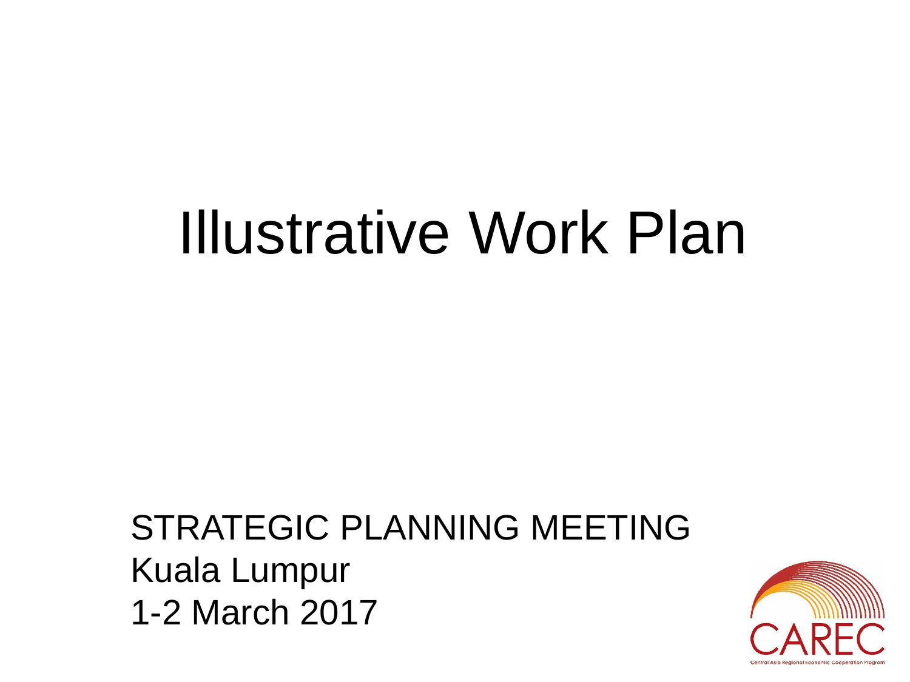# Illustrative Work Plan

STRATEGIC PLANNING MEETING
Kuala Lumpur
1-2 March 2017

CAREC
Central Asia Regional Economic Cooperation Program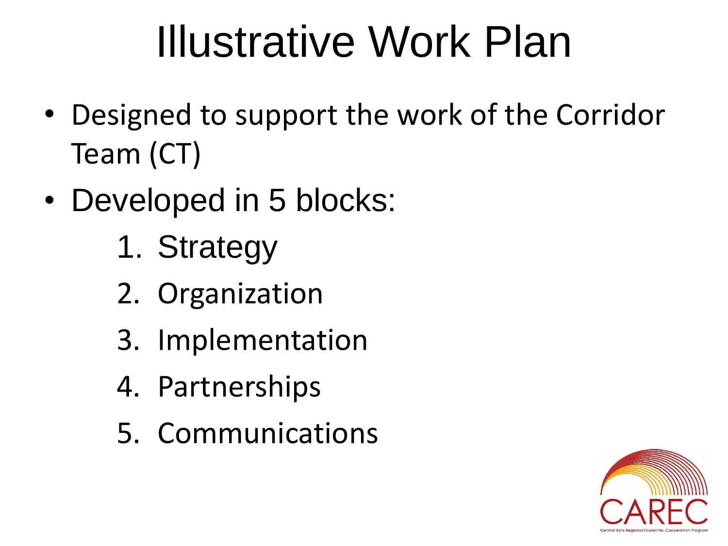# Illustrative Work Plan

- Designed to support the work of the Corridor Team (CT)
- Developed in 5 blocks:
    1. Strategy
    2. Organization
    3. Implementation
    4. Partnerships
    5. Communications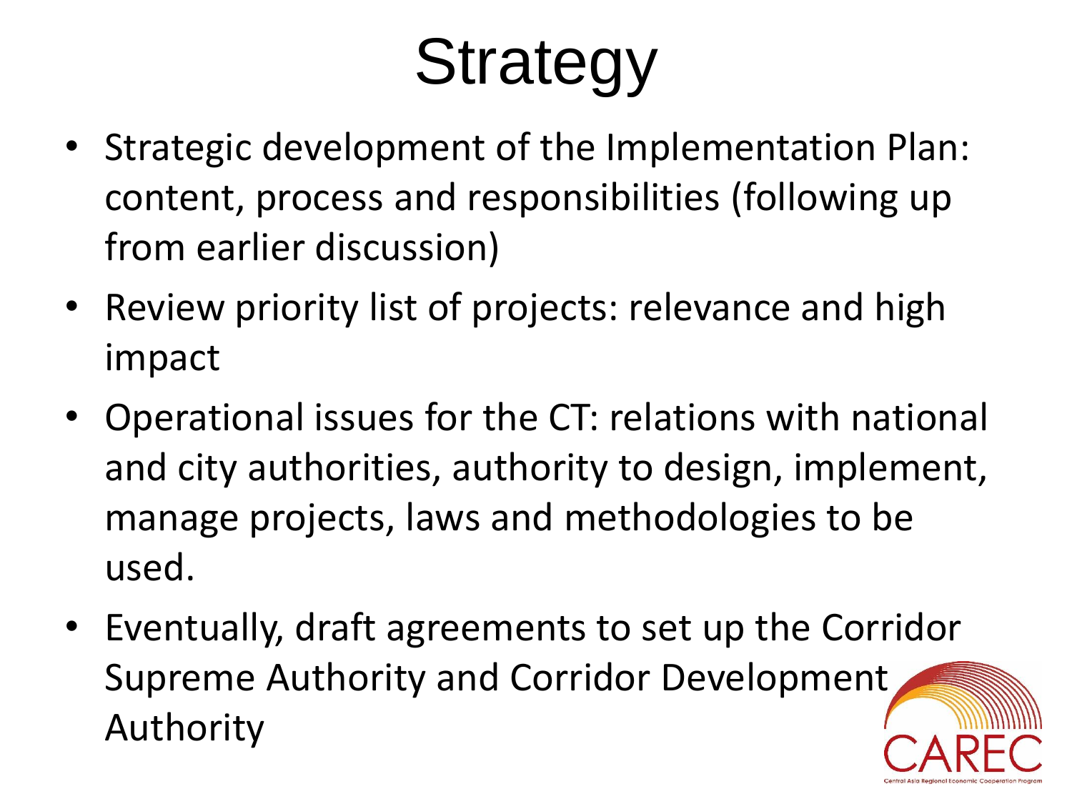# Strategy

- Strategic development of the Implementation Plan: content, process and responsibilities (following up from earlier discussion)
- Review priority list of projects: relevance and high impact
- Operational issues for the CT: relations with national and city authorities, authority to design, implement, manage projects, laws and methodologies to be used.
- Eventually, draft agreements to set up the Corridor Supreme Authority and Corridor Development Authority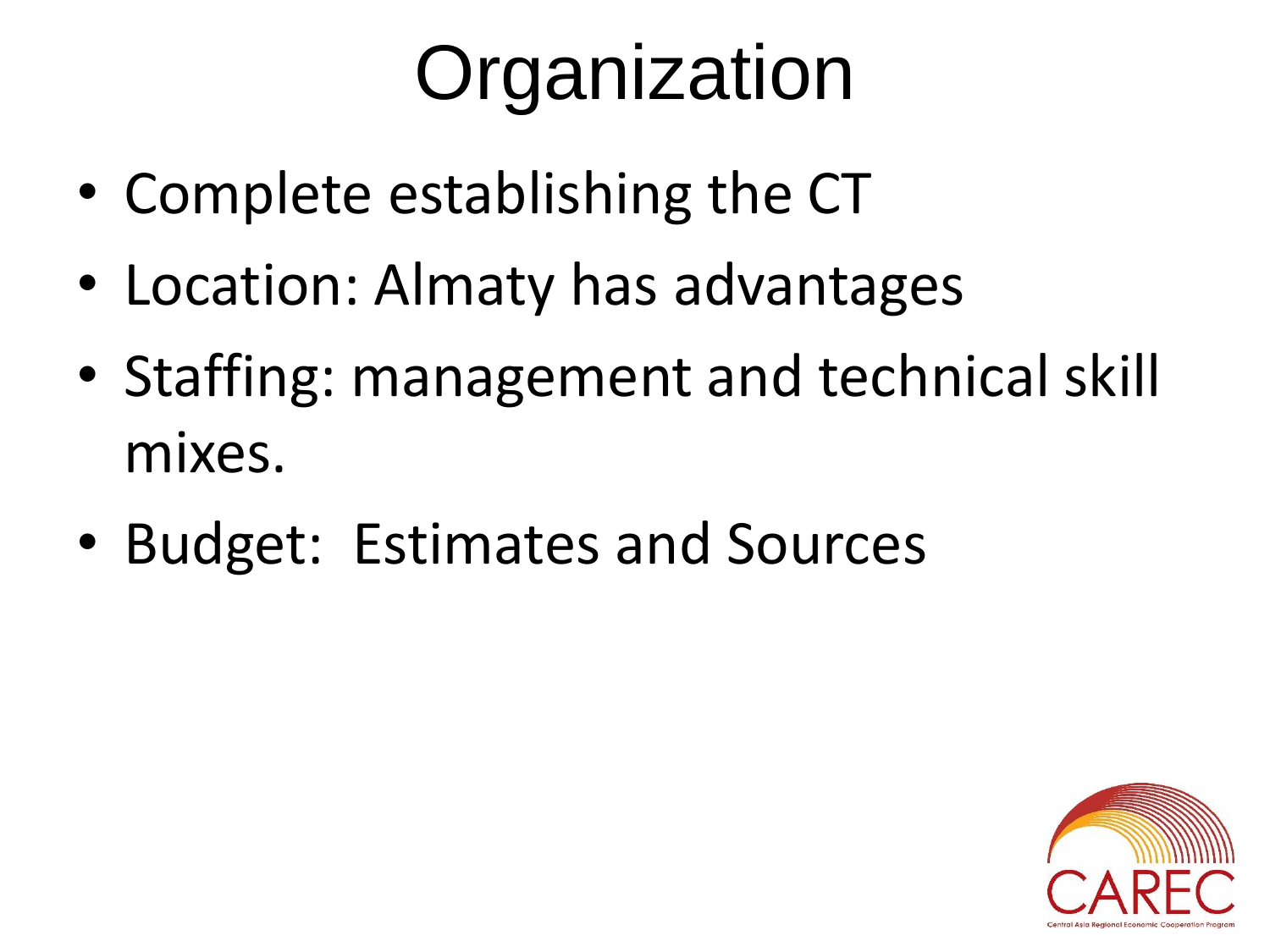# Organization

- Complete establishing the CT
- Location: Almaty has advantages
- Staffing: management and technical skill mixes.
- Budget: Estimates and Sources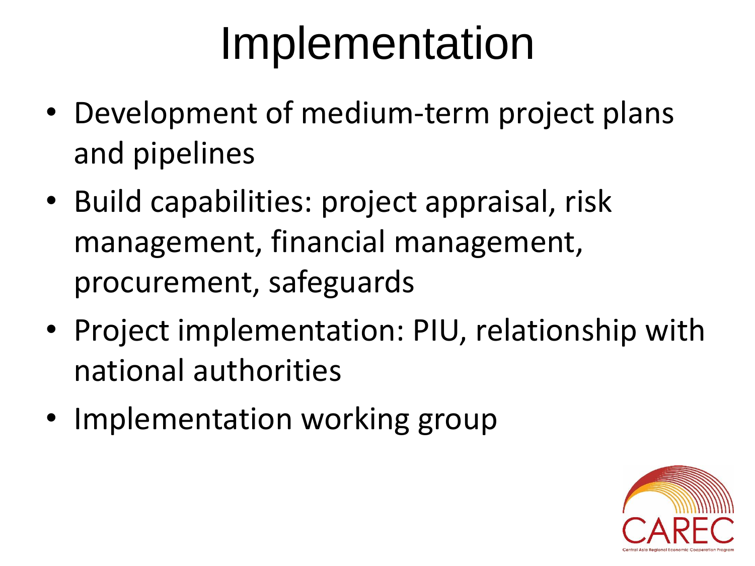# Implementation

- Development of medium-term project plans and pipelines
- Build capabilities: project appraisal, risk management, financial management, procurement, safeguards
- Project implementation: PIU, relationship with national authorities
- Implementation working group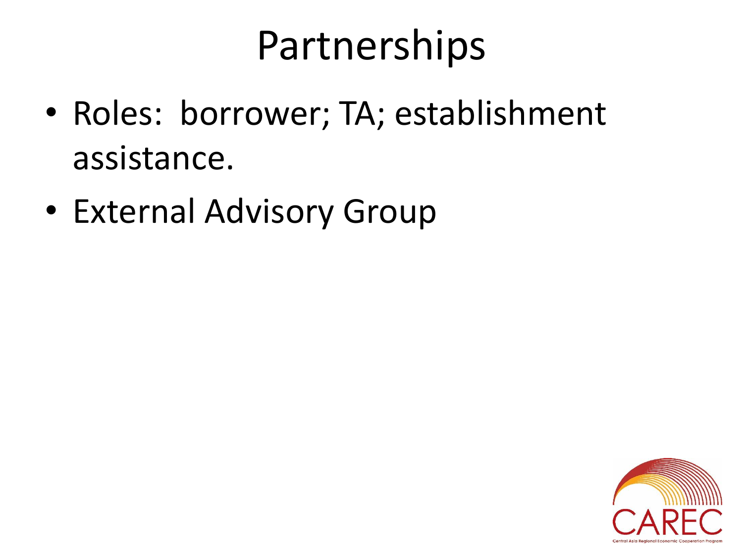# Partnerships

- Roles:  borrower; TA; establishment assistance.
- External Advisory Group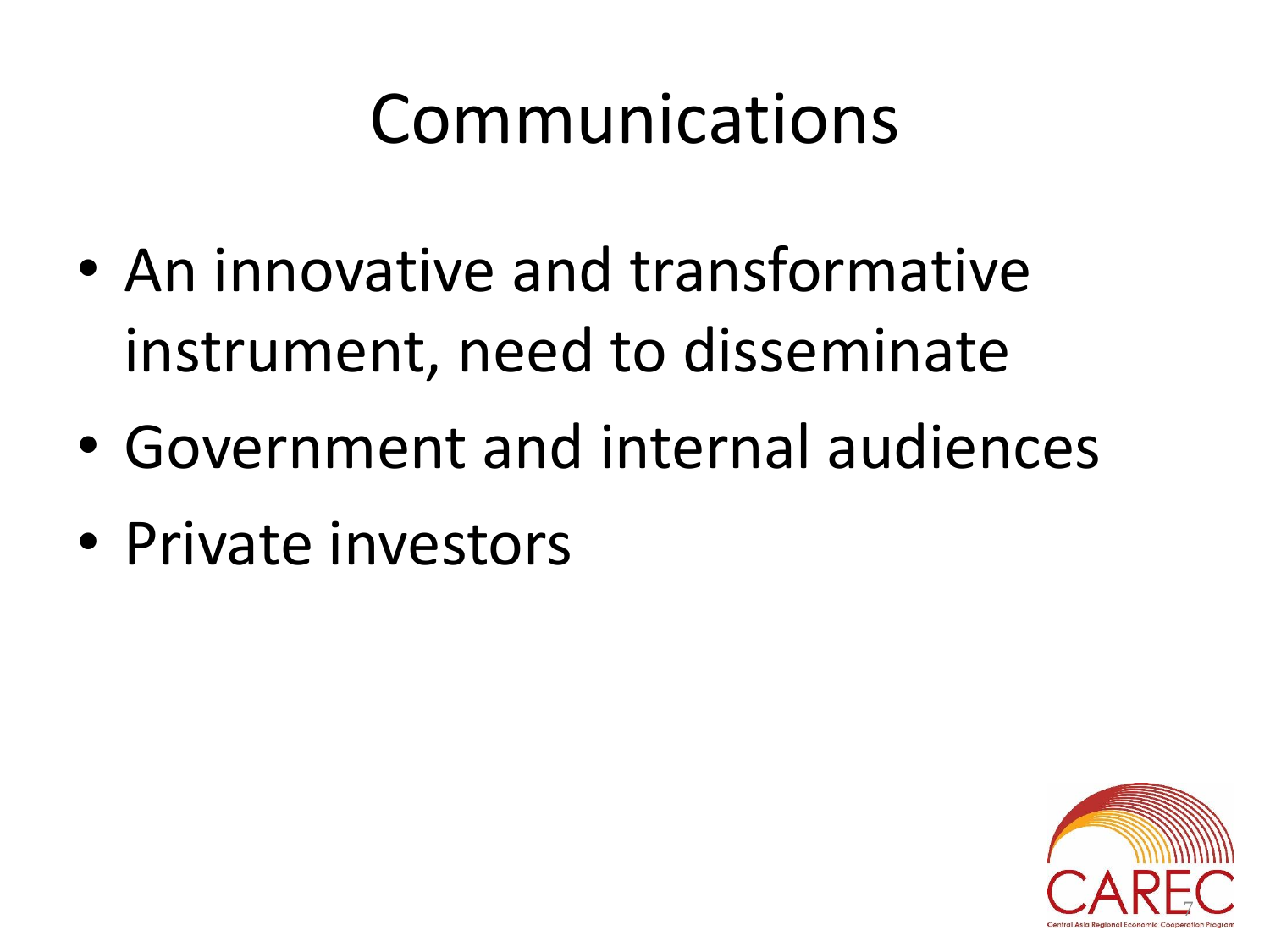# Communications

- An innovative and transformative instrument, need to disseminate
- Government and internal audiences
- Private investors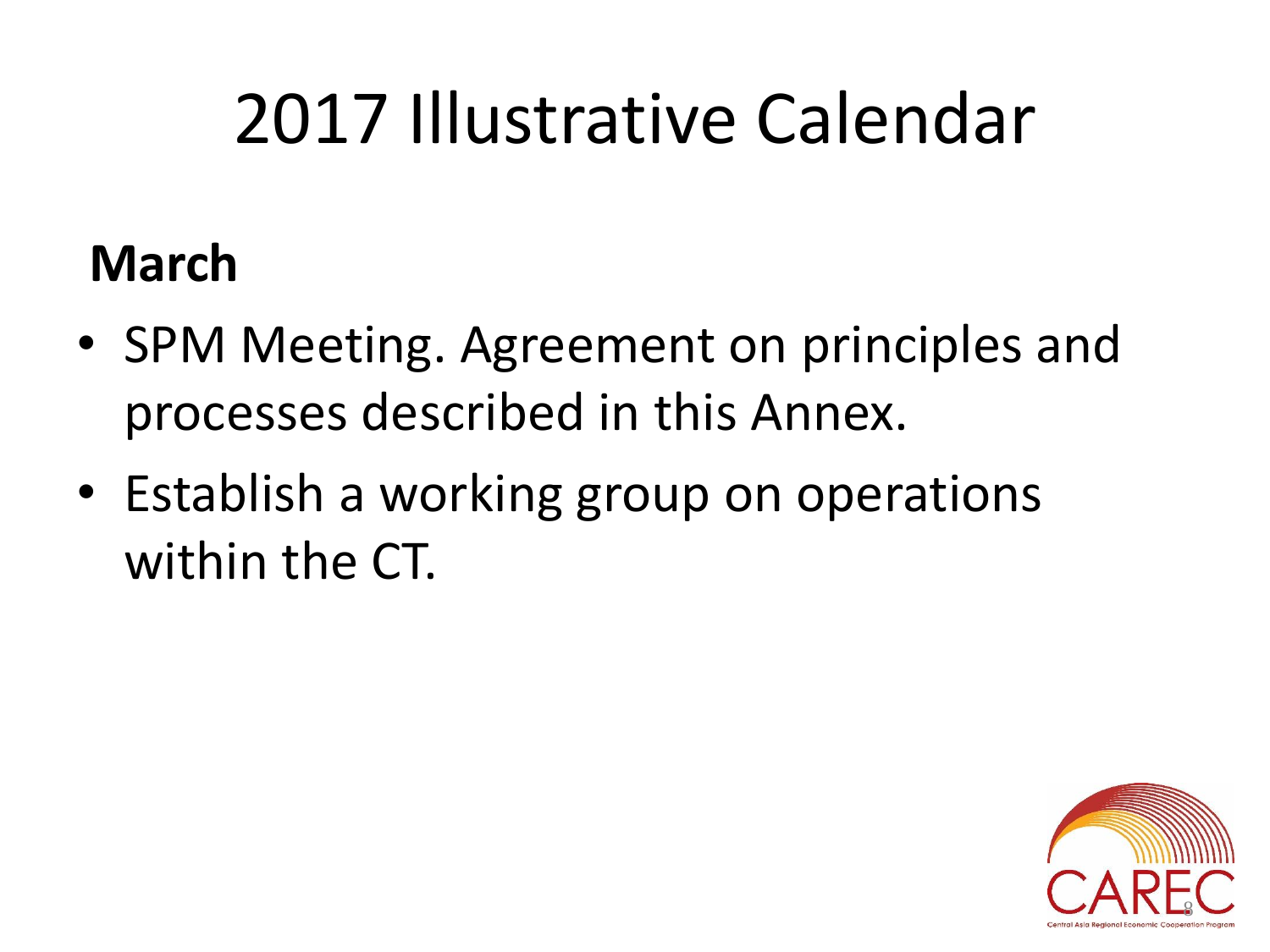# 2017 Illustrative Calendar

**March**

- SPM Meeting. Agreement on principles and processes described in this Annex.
- Establish a working group on operations within the CT.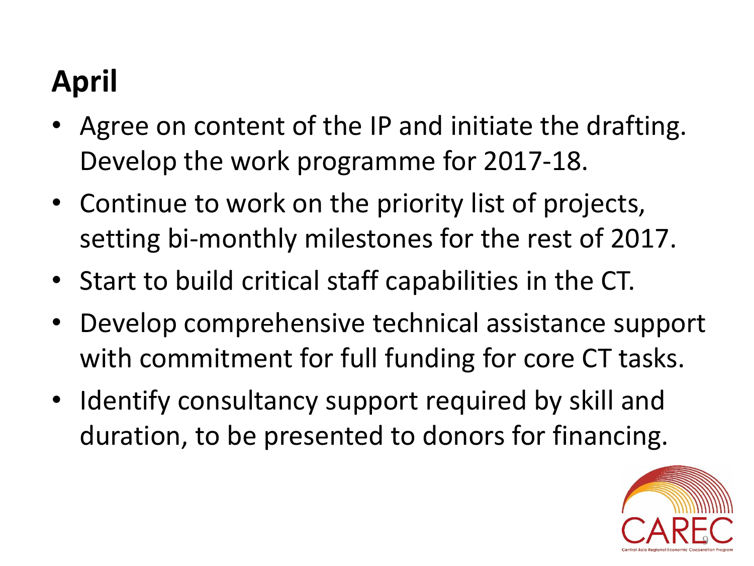# April

- Agree on content of the IP and initiate the drafting. Develop the work programme for 2017-18.
- Continue to work on the priority list of projects, setting bi-monthly milestones for the rest of 2017.
- Start to build critical staff capabilities in the CT.
- Develop comprehensive technical assistance support with commitment for full funding for core CT tasks.
- Identify consultancy support required by skill and duration, to be presented to donors for financing.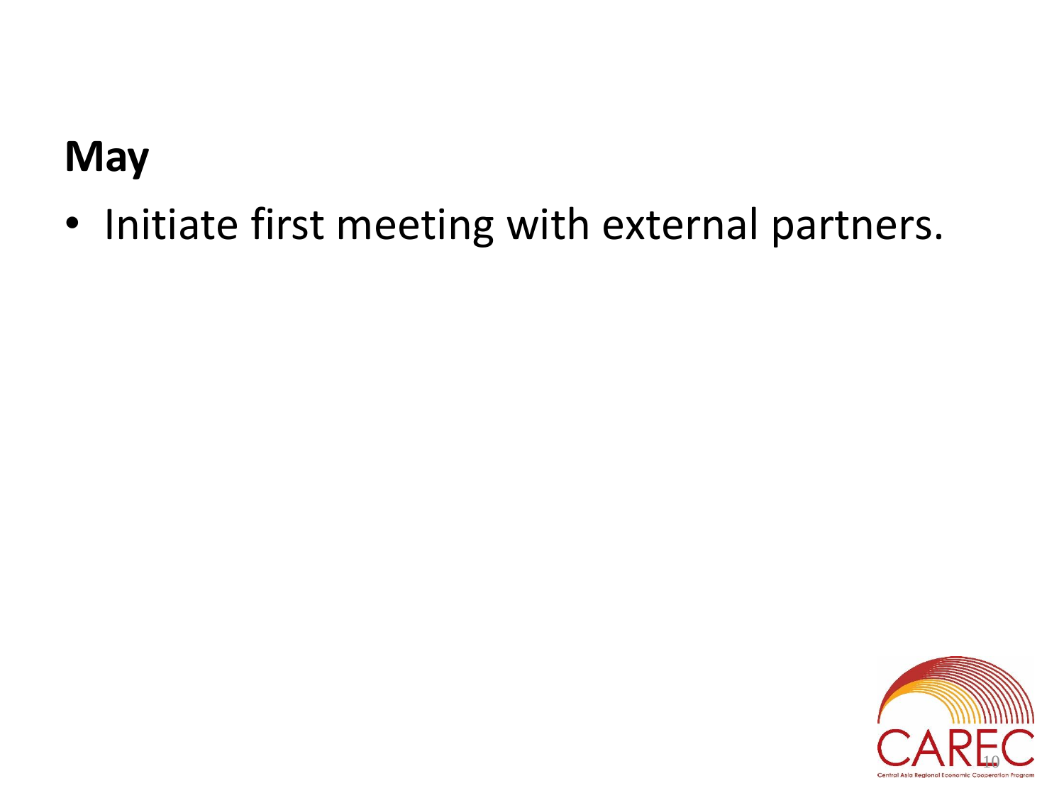## May

- Initiate first meeting with external partners.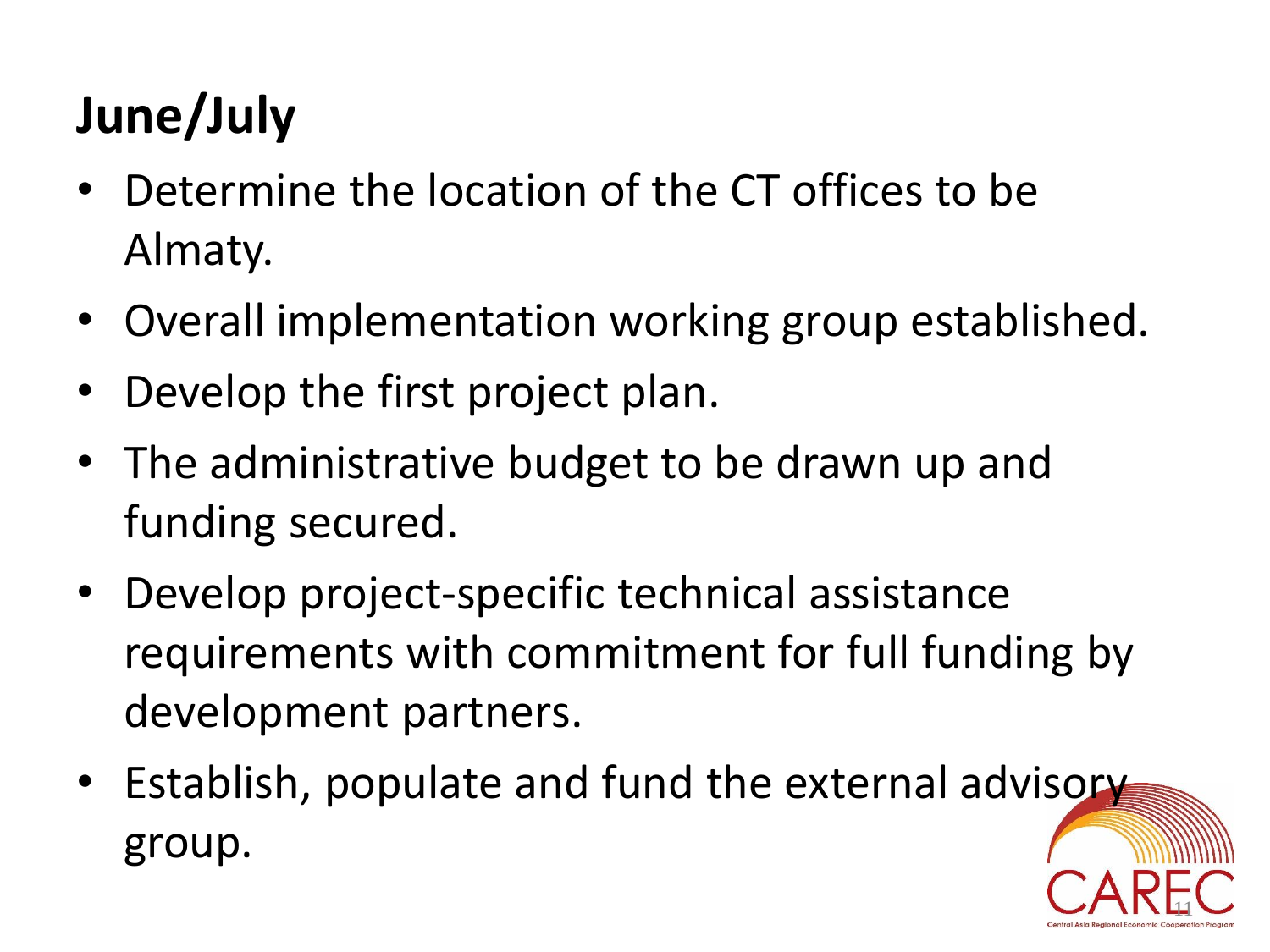# June/July

- Determine the location of the CT offices to be Almaty.
- Overall implementation working group established.
- Develop the first project plan.
- The administrative budget to be drawn up and funding secured.
- Develop project-specific technical assistance requirements with commitment for full funding by development partners.
- Establish, populate and fund the external advisory group.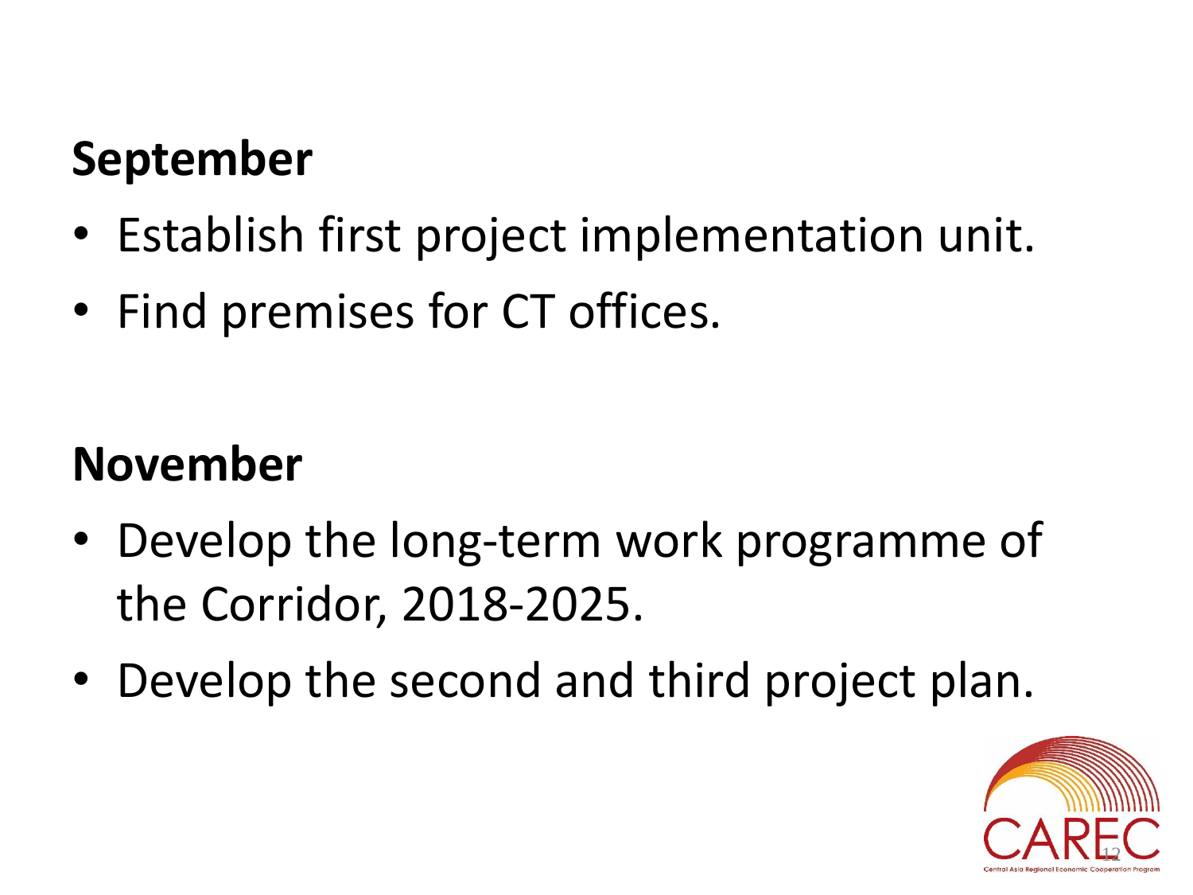**September**

- Establish first project implementation unit.
- Find premises for CT offices.

**November**

- Develop the long-term work programme of the Corridor, 2018-2025.
- Develop the second and third project plan.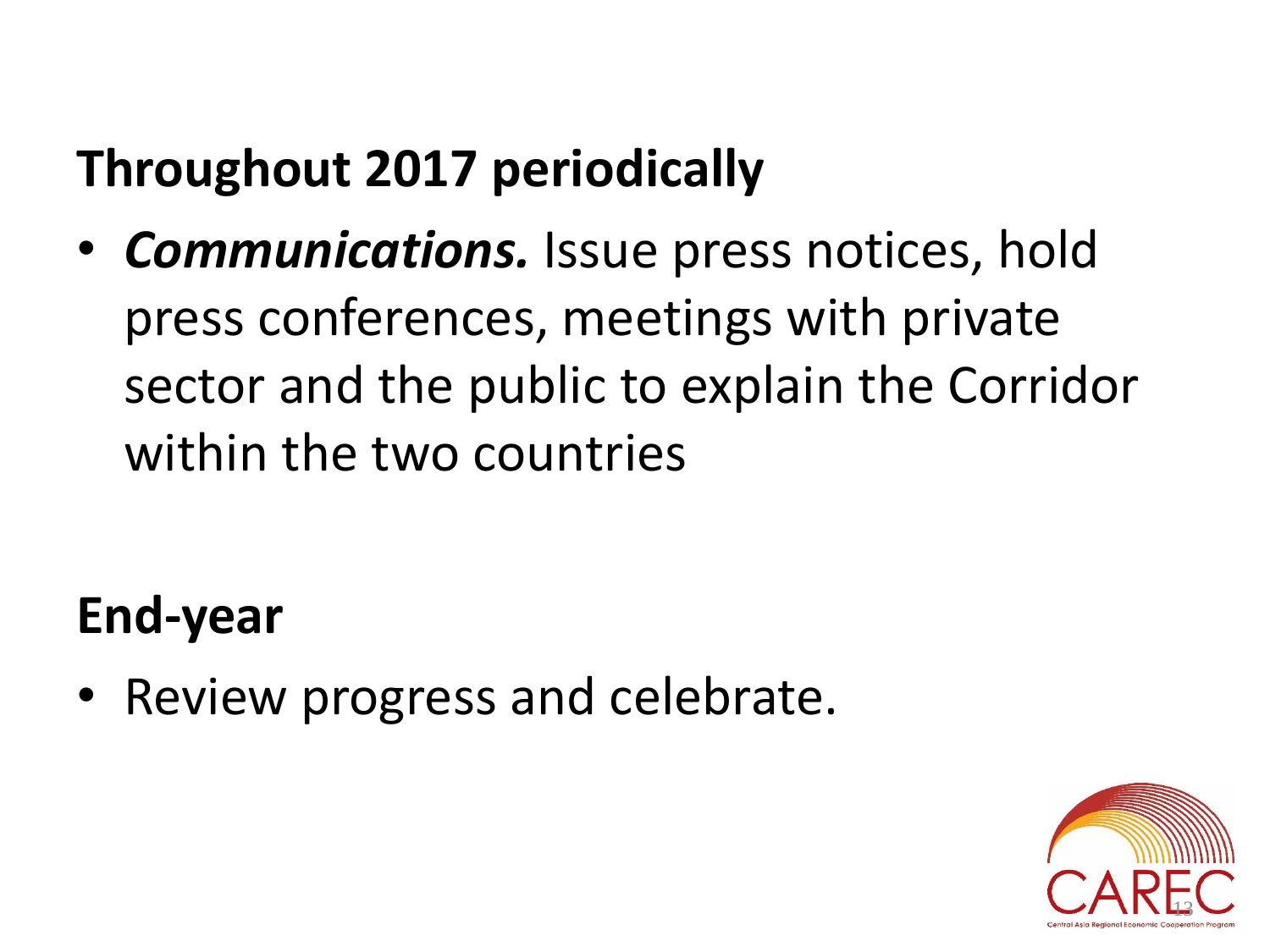## Throughout 2017 periodically

- ***Communications.*** Issue press notices, hold press conferences, meetings with private sector and the public to explain the Corridor within the two countries

## End-year

- Review progress and celebrate.